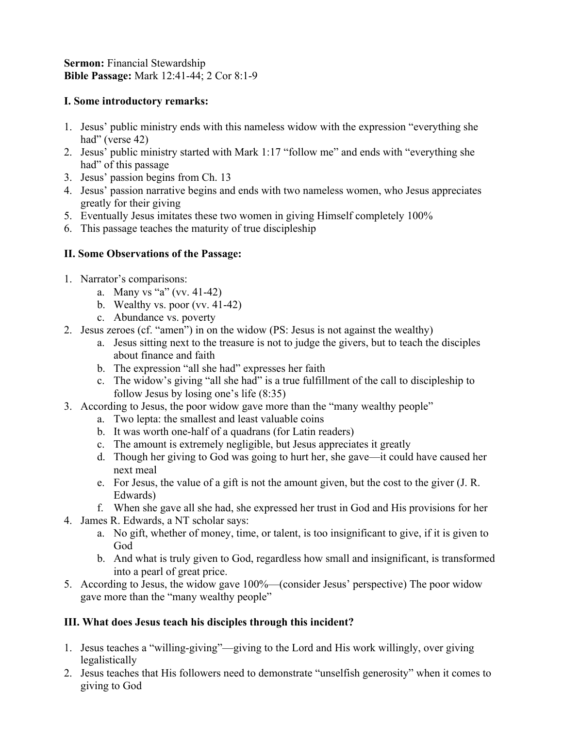**Sermon:** Financial Stewardship
**Bible Passage:** Mark 12:41-44; 2 Cor 8:1-9

**I. Some introductory remarks:**

1. Jesus' public ministry ends with this nameless widow with the expression "everything she had" (verse 42)
2. Jesus' public ministry started with Mark 1:17 "follow me" and ends with "everything she had" of this passage
3. Jesus' passion begins from Ch. 13
4. Jesus' passion narrative begins and ends with two nameless women, who Jesus appreciates greatly for their giving
5. Eventually Jesus imitates these two women in giving Himself completely 100%
6. This passage teaches the maturity of true discipleship

**II. Some Observations of the Passage:**

1. Narrator's comparisons:
   a. Many vs "a" (vv. 41-42)
   b. Wealthy vs. poor (vv. 41-42)
   c. Abundance vs. poverty
2. Jesus zeroes (cf. "amen") in on the widow (PS: Jesus is not against the wealthy)
   a. Jesus sitting next to the treasure is not to judge the givers, but to teach the disciples about finance and faith
   b. The expression "all she had" expresses her faith
   c. The widow's giving "all she had" is a true fulfillment of the call to discipleship to follow Jesus by losing one's life (8:35)
3. According to Jesus, the poor widow gave more than the "many wealthy people"
   a. Two lepta: the smallest and least valuable coins
   b. It was worth one-half of a quadrans (for Latin readers)
   c. The amount is extremely negligible, but Jesus appreciates it greatly
   d. Though her giving to God was going to hurt her, she gave—it could have caused her next meal
   e. For Jesus, the value of a gift is not the amount given, but the cost to the giver (J. R. Edwards)
   f. When she gave all she had, she expressed her trust in God and His provisions for her
4. James R. Edwards, a NT scholar says:
   a. No gift, whether of money, time, or talent, is too insignificant to give, if it is given to God
   b. And what is truly given to God, regardless how small and insignificant, is transformed into a pearl of great price.
5. According to Jesus, the widow gave 100%—(consider Jesus' perspective) The poor widow gave more than the "many wealthy people"

**III. What does Jesus teach his disciples through this incident?**

1. Jesus teaches a "willing-giving"—giving to the Lord and His work willingly, over giving legalistically
2. Jesus teaches that His followers need to demonstrate "unselfish generosity" when it comes to giving to God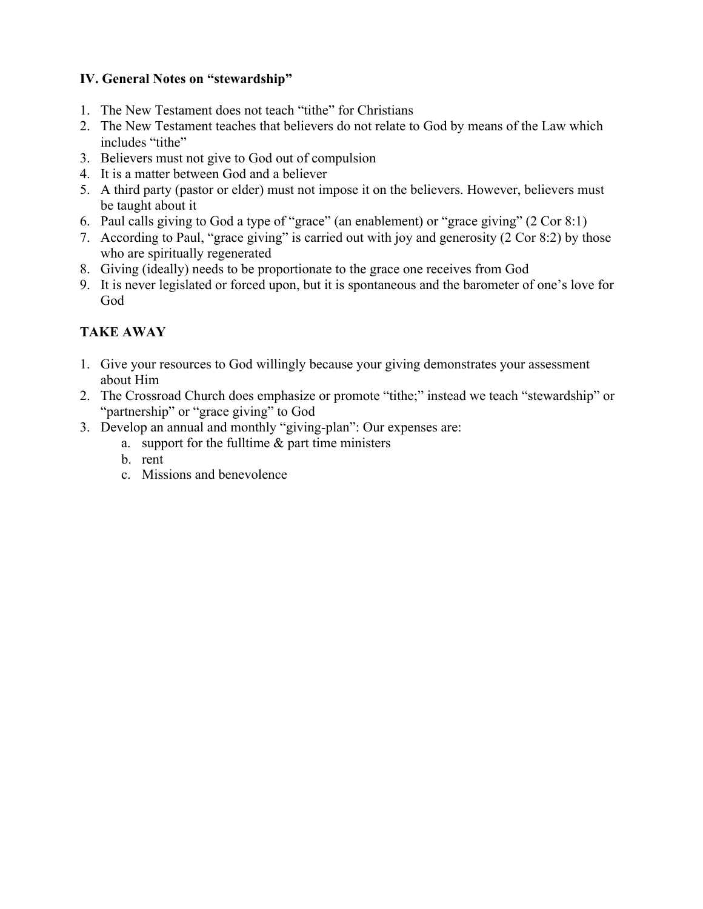**IV. General Notes on "stewardship"**

1. The New Testament does not teach "tithe" for Christians
2. The New Testament teaches that believers do not relate to God by means of the Law which includes "tithe"
3. Believers must not give to God out of compulsion
4. It is a matter between God and a believer
5. A third party (pastor or elder) must not impose it on the believers. However, believers must be taught about it
6. Paul calls giving to God a type of "grace" (an enablement) or "grace giving" (2 Cor 8:1)
7. According to Paul, "grace giving" is carried out with joy and generosity (2 Cor 8:2) by those who are spiritually regenerated
8. Giving (ideally) needs to be proportionate to the grace one receives from God
9. It is never legislated or forced upon, but it is spontaneous and the barometer of one's love for God

**TAKE AWAY**

1. Give your resources to God willingly because your giving demonstrates your assessment about Him
2. The Crossroad Church does emphasize or promote "tithe;" instead we teach "stewardship" or "partnership" or "grace giving" to God
3. Develop an annual and monthly "giving-plan": Our expenses are:
    a. support for the fulltime & part time ministers
    b. rent
    c. Missions and benevolence